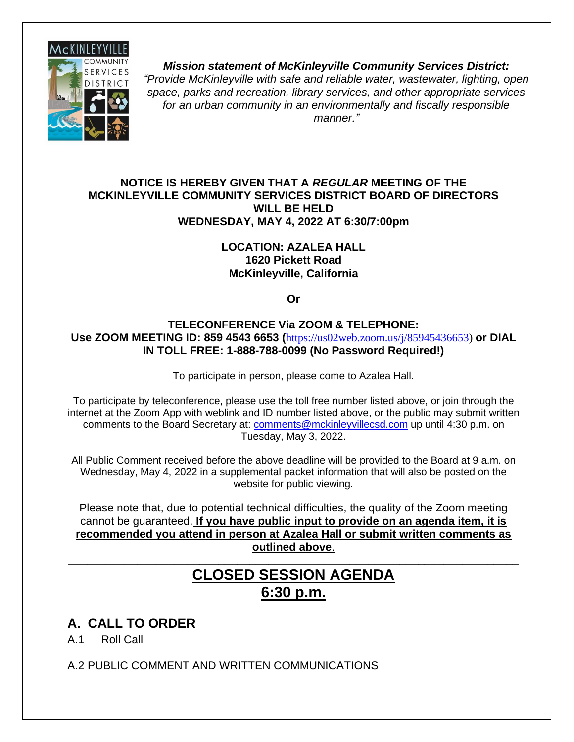***Mission statement of McKinleyville Community Services District:***
*"Provide McKinleyville with safe and reliable water, wastewater, lighting, open space, parks and recreation, library services, and other appropriate services for an urban community in an environmentally and fiscally responsible manner."*

**NOTICE IS HEREBY GIVEN THAT A *REGULAR* MEETING OF THE MCKINLEYVILLE COMMUNITY SERVICES DISTRICT BOARD OF DIRECTORS WILL BE HELD**
**WEDNESDAY, MAY 4, 2022 AT 6:30/7:00pm**

**LOCATION: AZALEA HALL**
**1620 Pickett Road**
**McKinleyville, California**

**Or**

**TELECONFERENCE Via ZOOM & TELEPHONE:**
**Use ZOOM MEETING ID: 859 4543 6653 (**https://us02web.zoom.us/j/85945436653**) or DIAL IN TOLL FREE: 1-888-788-0099 (No Password Required!)**

To participate in person, please come to Azalea Hall.

To participate by teleconference, please use the toll free number listed above, or join through the internet at the Zoom App with weblink and ID number listed above, or the public may submit written comments to the Board Secretary at: comments@mckinleyvillecsd.com up until 4:30 p.m. on Tuesday, May 3, 2022.

All Public Comment received before the above deadline will be provided to the Board at 9 a.m. on Wednesday, May 4, 2022 in a supplemental packet information that will also be posted on the website for public viewing.

Please note that, due to potential technical difficulties, the quality of the Zoom meeting cannot be guaranteed. **If you have public input to provide on an agenda item, it is recommended you attend in person at Azalea Hall or submit written comments as outlined above**.

---

# CLOSED SESSION AGENDA
# 6:30 p.m.

## A. CALL TO ORDER

A.1 Roll Call

A.2 PUBLIC COMMENT AND WRITTEN COMMUNICATIONS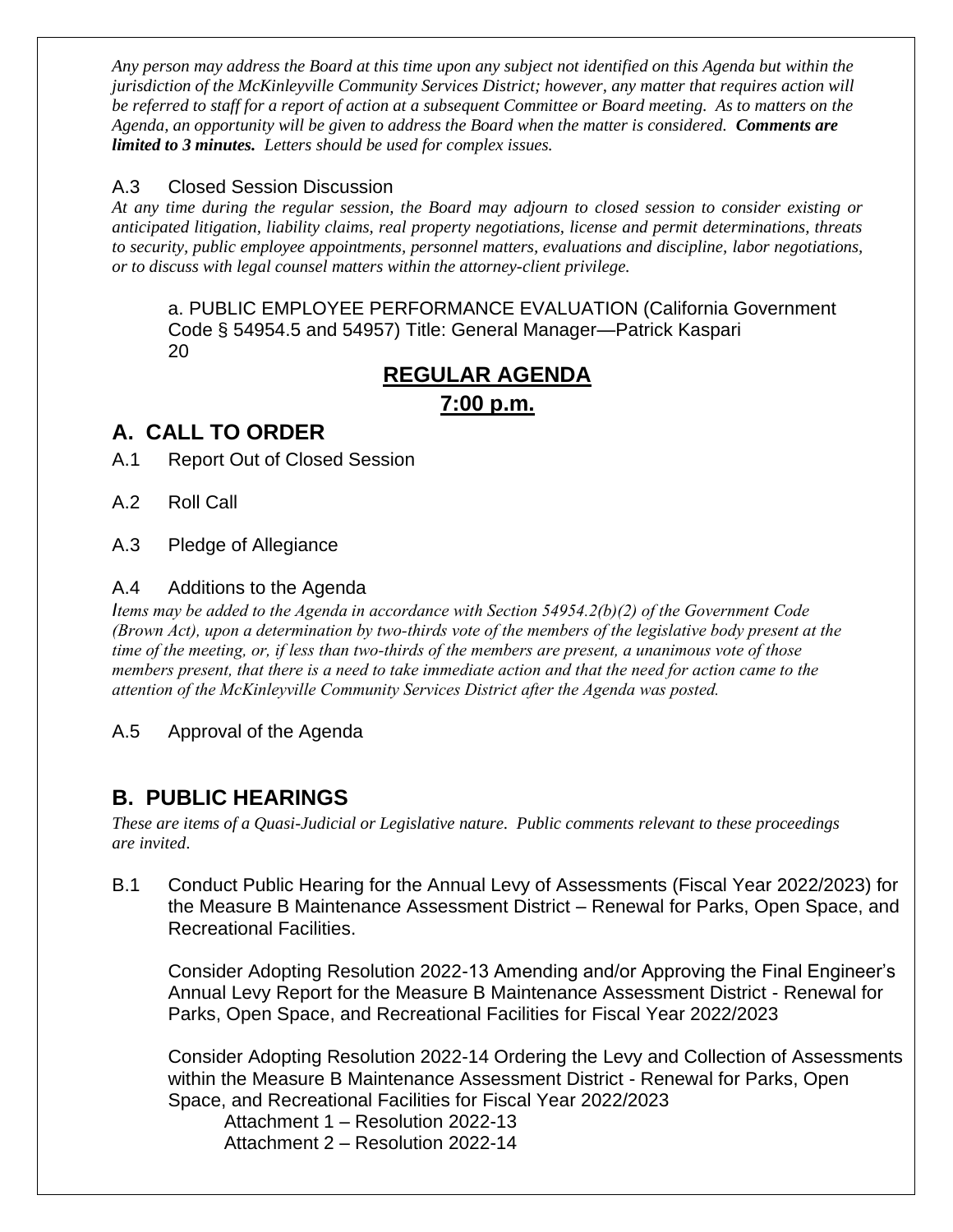*Any person may address the Board at this time upon any subject not identified on this Agenda but within the jurisdiction of the McKinleyville Community Services District; however, any matter that requires action will be referred to staff for a report of action at a subsequent Committee or Board meeting. As to matters on the Agenda, an opportunity will be given to address the Board when the matter is considered.* ***Comments are limited to 3 minutes.*** *Letters should be used for complex issues.*

A.3 Closed Session Discussion

*At any time during the regular session, the Board may adjourn to closed session to consider existing or anticipated litigation, liability claims, real property negotiations, license and permit determinations, threats to security, public employee appointments, personnel matters, evaluations and discipline, labor negotiations, or to discuss with legal counsel matters within the attorney-client privilege.*

a. PUBLIC EMPLOYEE PERFORMANCE EVALUATION (California Government Code § 54954.5 and 54957) Title: General Manager—Patrick Kaspari 20

## REGULAR AGENDA

## 7:00 p.m.

## A. CALL TO ORDER

A.1 Report Out of Closed Session

A.2 Roll Call

A.3 Pledge of Allegiance

A.4 Additions to the Agenda

*Items may be added to the Agenda in accordance with Section 54954.2(b)(2) of the Government Code (Brown Act), upon a determination by two-thirds vote of the members of the legislative body present at the time of the meeting, or, if less than two-thirds of the members are present, a unanimous vote of those members present, that there is a need to take immediate action and that the need for action came to the attention of the McKinleyville Community Services District after the Agenda was posted.*

A.5 Approval of the Agenda

## B. PUBLIC HEARINGS

*These are items of a Quasi-Judicial or Legislative nature. Public comments relevant to these proceedings are invited.*

B.1 Conduct Public Hearing for the Annual Levy of Assessments (Fiscal Year 2022/2023) for the Measure B Maintenance Assessment District – Renewal for Parks, Open Space, and Recreational Facilities.

Consider Adopting Resolution 2022-13 Amending and/or Approving the Final Engineer's Annual Levy Report for the Measure B Maintenance Assessment District - Renewal for Parks, Open Space, and Recreational Facilities for Fiscal Year 2022/2023

Consider Adopting Resolution 2022-14 Ordering the Levy and Collection of Assessments within the Measure B Maintenance Assessment District - Renewal for Parks, Open Space, and Recreational Facilities for Fiscal Year 2022/2023

Attachment 1 – Resolution 2022-13
Attachment 2 – Resolution 2022-14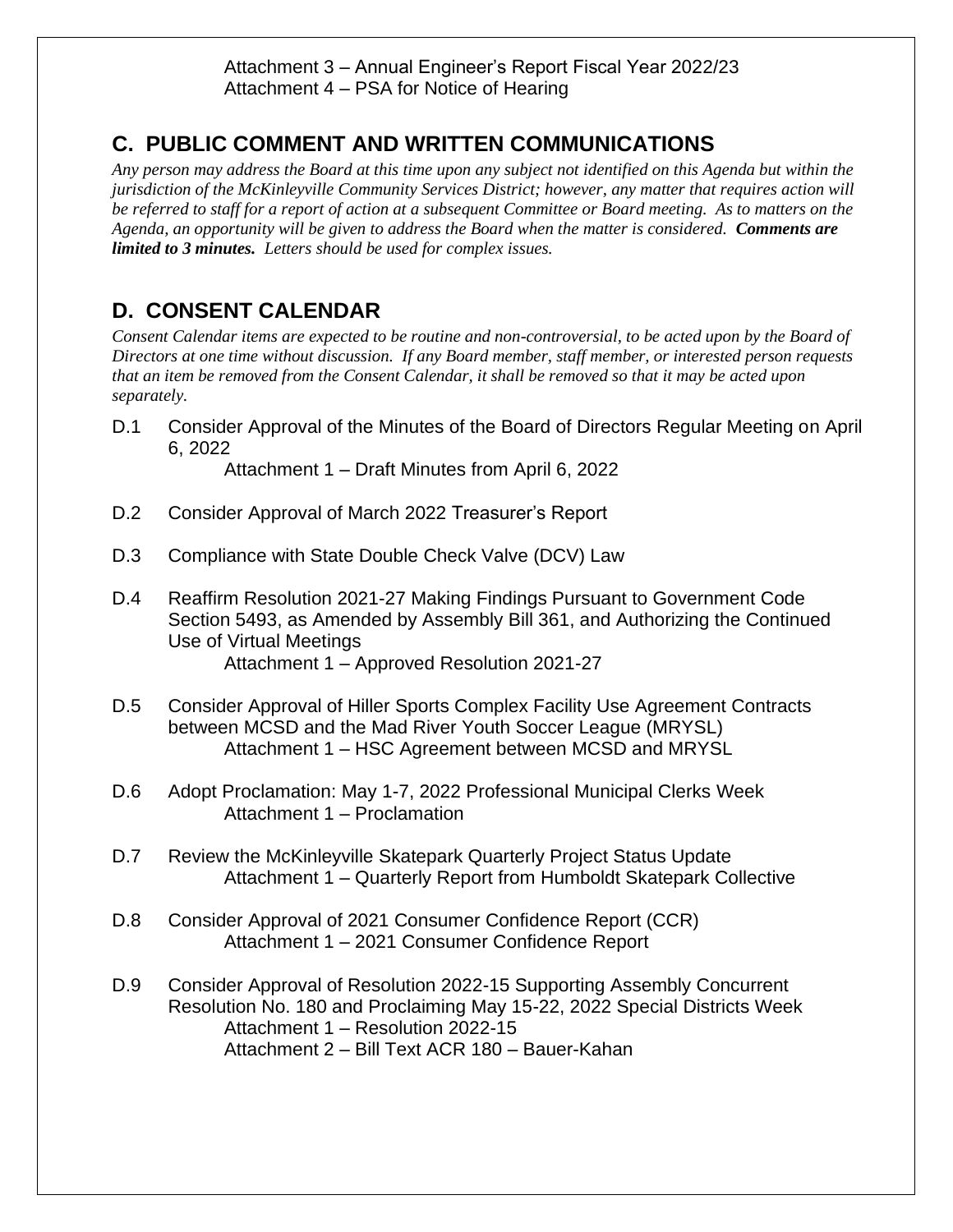Attachment 3 – Annual Engineer's Report Fiscal Year 2022/23
Attachment 4 – PSA for Notice of Hearing

## C. PUBLIC COMMENT AND WRITTEN COMMUNICATIONS

*Any person may address the Board at this time upon any subject not identified on this Agenda but within the jurisdiction of the McKinleyville Community Services District; however, any matter that requires action will be referred to staff for a report of action at a subsequent Committee or Board meeting. As to matters on the Agenda, an opportunity will be given to address the Board when the matter is considered.* ***Comments are limited to 3 minutes.*** *Letters should be used for complex issues.*

## D. CONSENT CALENDAR

*Consent Calendar items are expected to be routine and non-controversial, to be acted upon by the Board of Directors at one time without discussion. If any Board member, staff member, or interested person requests that an item be removed from the Consent Calendar, it shall be removed so that it may be acted upon separately.*

D.1 Consider Approval of the Minutes of the Board of Directors Regular Meeting on April 6, 2022
   Attachment 1 – Draft Minutes from April 6, 2022

D.2 Consider Approval of March 2022 Treasurer's Report

D.3 Compliance with State Double Check Valve (DCV) Law

D.4 Reaffirm Resolution 2021-27 Making Findings Pursuant to Government Code Section 5493, as Amended by Assembly Bill 361, and Authorizing the Continued Use of Virtual Meetings
   Attachment 1 – Approved Resolution 2021-27

D.5 Consider Approval of Hiller Sports Complex Facility Use Agreement Contracts between MCSD and the Mad River Youth Soccer League (MRYSL)
   Attachment 1 – HSC Agreement between MCSD and MRYSL

D.6 Adopt Proclamation: May 1-7, 2022 Professional Municipal Clerks Week
   Attachment 1 – Proclamation

D.7 Review the McKinleyville Skatepark Quarterly Project Status Update
   Attachment 1 – Quarterly Report from Humboldt Skatepark Collective

D.8 Consider Approval of 2021 Consumer Confidence Report (CCR)
   Attachment 1 – 2021 Consumer Confidence Report

D.9 Consider Approval of Resolution 2022-15 Supporting Assembly Concurrent Resolution No. 180 and Proclaiming May 15-22, 2022 Special Districts Week
   Attachment 1 – Resolution 2022-15
   Attachment 2 – Bill Text ACR 180 – Bauer-Kahan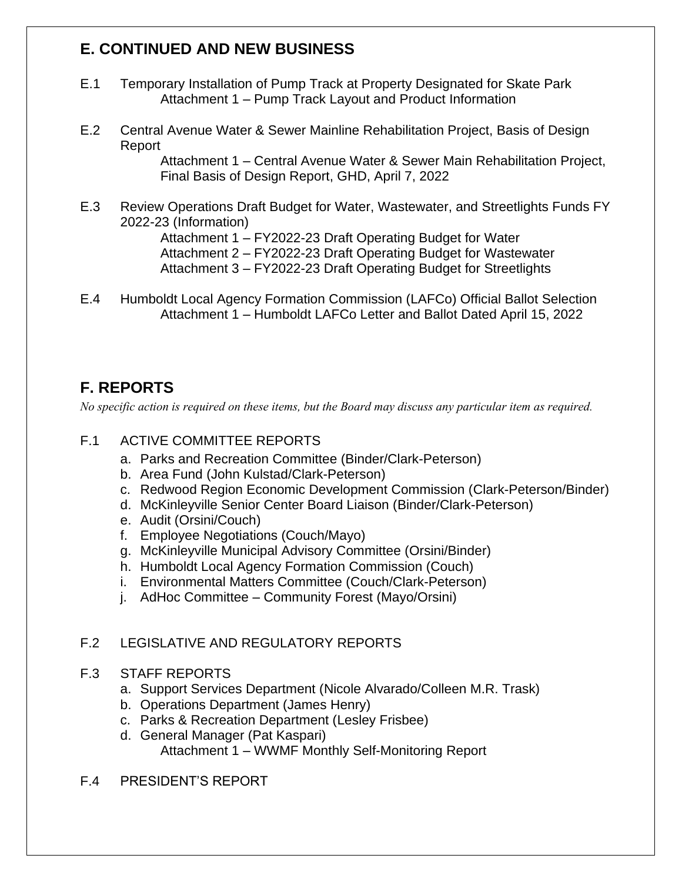## E. CONTINUED AND NEW BUSINESS

E.1 Temporary Installation of Pump Track at Property Designated for Skate Park
    Attachment 1 – Pump Track Layout and Product Information

E.2 Central Avenue Water & Sewer Mainline Rehabilitation Project, Basis of Design Report
    Attachment 1 – Central Avenue Water & Sewer Main Rehabilitation Project, Final Basis of Design Report, GHD, April 7, 2022

E.3 Review Operations Draft Budget for Water, Wastewater, and Streetlights Funds FY 2022-23 (Information)
    Attachment 1 – FY2022-23 Draft Operating Budget for Water
    Attachment 2 – FY2022-23 Draft Operating Budget for Wastewater
    Attachment 3 – FY2022-23 Draft Operating Budget for Streetlights

E.4 Humboldt Local Agency Formation Commission (LAFCo) Official Ballot Selection
    Attachment 1 – Humboldt LAFCo Letter and Ballot Dated April 15, 2022

## F. REPORTS

*No specific action is required on these items, but the Board may discuss any particular item as required.*

F.1 ACTIVE COMMITTEE REPORTS

a. Parks and Recreation Committee (Binder/Clark-Peterson)
b. Area Fund (John Kulstad/Clark-Peterson)
c. Redwood Region Economic Development Commission (Clark-Peterson/Binder)
d. McKinleyville Senior Center Board Liaison (Binder/Clark-Peterson)
e. Audit (Orsini/Couch)
f. Employee Negotiations (Couch/Mayo)
g. McKinleyville Municipal Advisory Committee (Orsini/Binder)
h. Humboldt Local Agency Formation Commission (Couch)
i. Environmental Matters Committee (Couch/Clark-Peterson)
j. AdHoc Committee – Community Forest (Mayo/Orsini)

F.2 LEGISLATIVE AND REGULATORY REPORTS

F.3 STAFF REPORTS

a. Support Services Department (Nicole Alvarado/Colleen M.R. Trask)
b. Operations Department (James Henry)
c. Parks & Recreation Department (Lesley Frisbee)
d. General Manager (Pat Kaspari)
    Attachment 1 – WWMF Monthly Self-Monitoring Report

F.4 PRESIDENT'S REPORT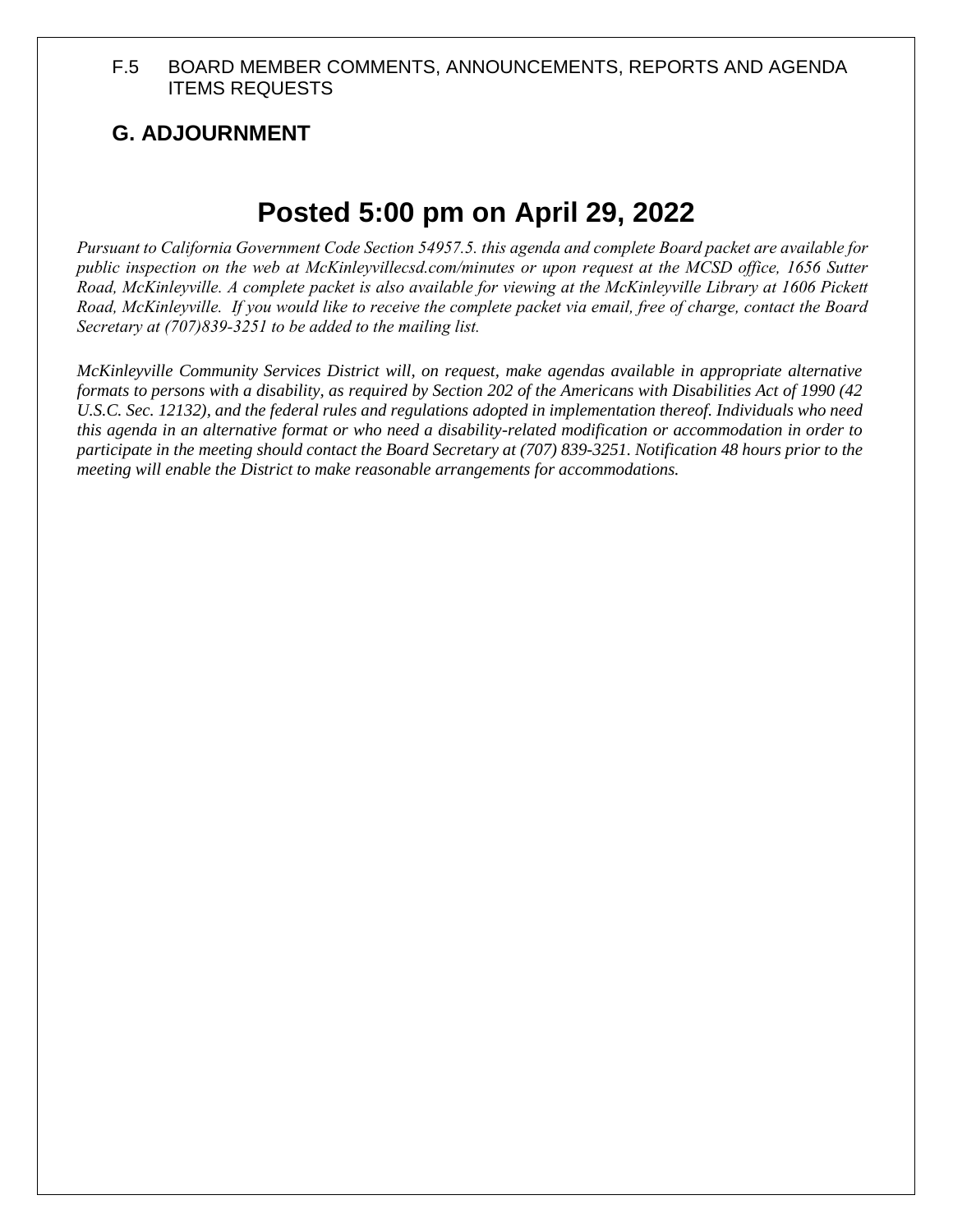F.5 BOARD MEMBER COMMENTS, ANNOUNCEMENTS, REPORTS AND AGENDA ITEMS REQUESTS

## G. ADJOURNMENT

# Posted 5:00 pm on April 29, 2022

*Pursuant to California Government Code Section 54957.5. this agenda and complete Board packet are available for public inspection on the web at McKinleyvillecsd.com/minutes or upon request at the MCSD office, 1656 Sutter Road, McKinleyville. A complete packet is also available for viewing at the McKinleyville Library at 1606 Pickett Road, McKinleyville. If you would like to receive the complete packet via email, free of charge, contact the Board Secretary at (707)839-3251 to be added to the mailing list.*

*McKinleyville Community Services District will, on request, make agendas available in appropriate alternative formats to persons with a disability, as required by Section 202 of the Americans with Disabilities Act of 1990 (42 U.S.C. Sec. 12132), and the federal rules and regulations adopted in implementation thereof. Individuals who need this agenda in an alternative format or who need a disability-related modification or accommodation in order to participate in the meeting should contact the Board Secretary at (707) 839-3251. Notification 48 hours prior to the meeting will enable the District to make reasonable arrangements for accommodations.*